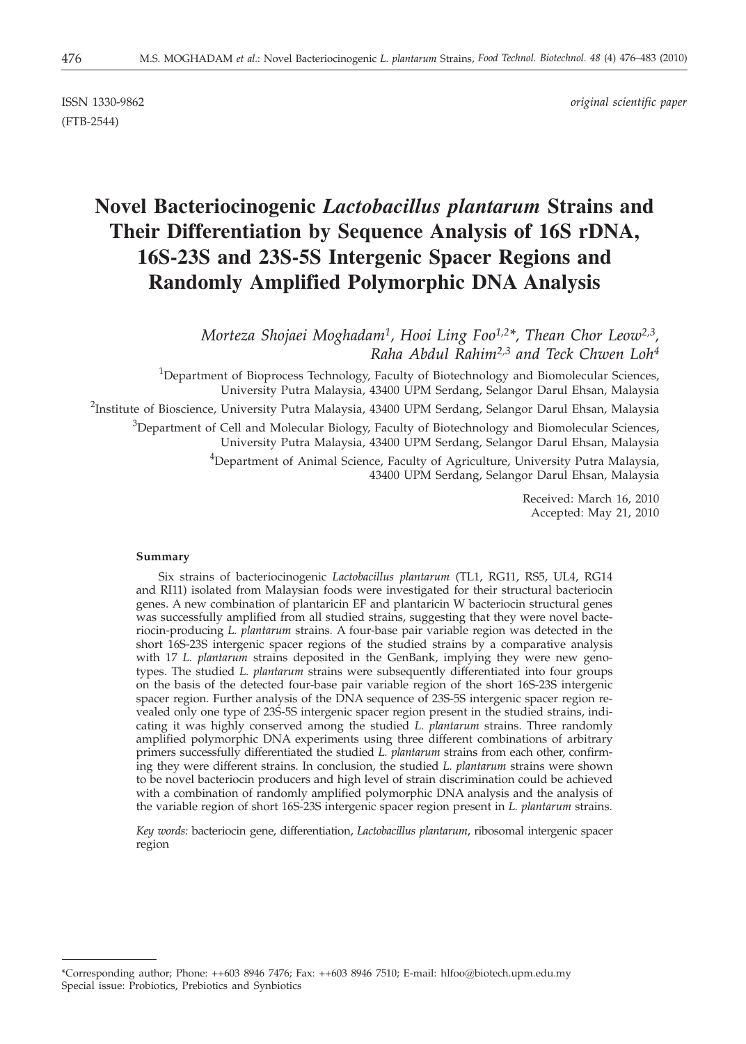ISSN 1330-9862 *original scientific paper*
(FTB-2544)

# Novel Bacteriocinogenic *Lactobacillus plantarum* Strains and Their Differentiation by Sequence Analysis of 16S rDNA, 16S-23S and 23S-5S Intergenic Spacer Regions and Randomly Amplified Polymorphic DNA Analysis

*Morteza Shojaei Moghadam*[1], *Hooi Ling Foo*[1,2]\*, *Thean Chor Leow*[2,3], *Raha Abdul Rahim*[2,3] *and Teck Chwen Loh*[4]

[1]Department of Bioprocess Technology, Faculty of Biotechnology and Biomolecular Sciences, University Putra Malaysia, 43400 UPM Serdang, Selangor Darul Ehsan, Malaysia

[2]Institute of Bioscience, University Putra Malaysia, 43400 UPM Serdang, Selangor Darul Ehsan, Malaysia

[3]Department of Cell and Molecular Biology, Faculty of Biotechnology and Biomolecular Sciences, University Putra Malaysia, 43400 UPM Serdang, Selangor Darul Ehsan, Malaysia

[4]Department of Animal Science, Faculty of Agriculture, University Putra Malaysia, 43400 UPM Serdang, Selangor Darul Ehsan, Malaysia

Received: March 16, 2010
Accepted: May 21, 2010

### Summary

Six strains of bacteriocinogenic *Lactobacillus plantarum* (TL1, RG11, RS5, UL4, RG14 and RI11) isolated from Malaysian foods were investigated for their structural bacteriocin genes. A new combination of plantaricin EF and plantaricin W bacteriocin structural genes was successfully amplified from all studied strains, suggesting that they were novel bacteriocin-producing *L. plantarum* strains. A four-base pair variable region was detected in the short 16S-23S intergenic spacer regions of the studied strains by a comparative analysis with 17 *L. plantarum* strains deposited in the GenBank, implying they were new genotypes. The studied *L. plantarum* strains were subsequently differentiated into four groups on the basis of the detected four-base pair variable region of the short 16S-23S intergenic spacer region. Further analysis of the DNA sequence of 23S-5S intergenic spacer region revealed only one type of 23S-5S intergenic spacer region present in the studied strains, indicating it was highly conserved among the studied *L. plantarum* strains. Three randomly amplified polymorphic DNA experiments using three different combinations of arbitrary primers successfully differentiated the studied *L. plantarum* strains from each other, confirming they were different strains. In conclusion, the studied *L. plantarum* strains were shown to be novel bacteriocin producers and high level of strain discrimination could be achieved with a combination of randomly amplified polymorphic DNA analysis and the analysis of the variable region of short 16S-23S intergenic spacer region present in *L. plantarum* strains.

*Key words:* bacteriocin gene, differentiation, *Lactobacillus plantarum*, ribosomal intergenic spacer region

---

\*Corresponding author; Phone: ++603 8946 7476; Fax: ++603 8946 7510; E-mail: hlfoo@biotech.upm.edu.my
Special issue: Probiotics, Prebiotics and Synbiotics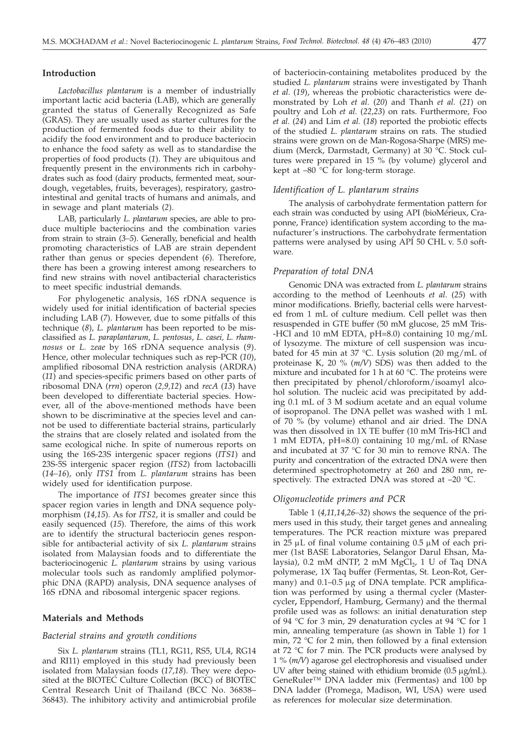## Introduction

*Lactobacillus plantarum* is a member of industrially important lactic acid bacteria (LAB), which are generally granted the status of Generally Recognized as Safe (GRAS). They are usually used as starter cultures for the production of fermented foods due to their ability to acidify the food environment and to produce bacteriocin to enhance the food safety as well as to standardise the properties of food products (*1*). They are ubiquitous and frequently present in the environments rich in carbohydrates such as food (dairy products, fermented meat, sourdough, vegetables, fruits, beverages), respiratory, gastrointestinal and genital tracts of humans and animals, and in sewage and plant materials (*2*).

LAB, particularly *L. plantarum* species, are able to produce multiple bacteriocins and the combination varies from strain to strain (*3–5*). Generally, beneficial and health promoting characteristics of LAB are strain dependent rather than genus or species dependent (*6*). Therefore, there has been a growing interest among researchers to find new strains with novel antibacterial characteristics to meet specific industrial demands.

For phylogenetic analysis, 16S rDNA sequence is widely used for initial identification of bacterial species including LAB (*7*). However, due to some pitfalls of this technique (*8*), *L. plantarum* has been reported to be misclassified as *L. paraplantarum*, *L. pentosus*, *L. casei*, *L. rhamnosus* or *L. zeae* by 16S rDNA sequence analysis (*9*). Hence, other molecular techniques such as rep-PCR (*10*), amplified ribosomal DNA restriction analysis (ARDRA) (*11*) and species-specific primers based on other parts of ribosomal DNA (*rrn*) operon (*2,9,12*) and *recA* (*13*) have been developed to differentiate bacterial species. However, all of the above-mentioned methods have been shown to be discriminative at the species level and cannot be used to differentiate bacterial strains, particularly the strains that are closely related and isolated from the same ecological niche. In spite of numerous reports on using the 16S-23S intergenic spacer regions (*ITS1*) and 23S-5S intergenic spacer region (*ITS2*) from lactobacilli (*14–16*), only *ITS1* from *L. plantarum* strains has been widely used for identification purpose.

The importance of *ITS1* becomes greater since this spacer region varies in length and DNA sequence polymorphism (*14,15*). As for *ITS2*, it is smaller and could be easily sequenced (*15*). Therefore, the aims of this work are to identify the structural bacteriocin genes responsible for antibacterial activity of six *L. plantarum* strains isolated from Malaysian foods and to differentiate the bacteriocinogenic *L. plantarum* strains by using various molecular tools such as randomly amplified polymorphic DNA (RAPD) analysis, DNA sequence analyses of 16S rDNA and ribosomal intergenic spacer regions.

## Materials and Methods

### *Bacterial strains and growth conditions*

Six *L. plantarum* strains (TL1, RG11, RS5, UL4, RG14 and RI11) employed in this study had previously been isolated from Malaysian foods (*17,18*). They were deposited at the BIOTEC Culture Collection (BCC) of BIOTEC Central Research Unit of Thailand (BCC No. 36838–36843). The inhibitory activity and antimicrobial profile of bacteriocin-containing metabolites produced by the studied *L. plantarum* strains were investigated by Thanh *et al.* (*19*), whereas the probiotic characteristics were demonstrated by Loh *et al.* (*20*) and Thanh *et al.* (*21*) on poultry and Loh *et al.* (*22,23*) on rats. Furthermore, Foo *et al.* (*24*) and Lim *et al.* (*18*) reported the probiotic effects of the studied *L. plantarum* strains on rats. The studied strains were grown on de Man-Rogosa-Sharpe (MRS) medium (Merck, Darmstadt, Germany) at 30 °C. Stock cultures were prepared in 15 % (by volume) glycerol and kept at –80 °C for long-term storage.

### *Identification of L. plantarum strains*

The analysis of carbohydrate fermentation pattern for each strain was conducted by using API (bioMérieux, Craponne, France) identification system according to the manufacturer's instructions. The carbohydrate fermentation patterns were analysed by using API 50 CHL v. 5.0 software.

### *Preparation of total DNA*

Genomic DNA was extracted from *L. plantarum* strains according to the method of Leenhouts *et al.* (*25*) with minor modifications. Briefly, bacterial cells were harvested from 1 mL of culture medium. Cell pellet was then resuspended in GTE buffer (50 mM glucose, 25 mM Tris--HCl and 10 mM EDTA, pH=8.0) containing 10 mg/mL of lysozyme. The mixture of cell suspension was incubated for 45 min at 37 °C. Lysis solution (20 mg/mL of proteinase K, 20 % (*m/V*) SDS) was then added to the mixture and incubated for 1 h at 60 °C. The proteins were then precipitated by phenol/chloroform/isoamyl alcohol solution. The nucleic acid was precipitated by adding 0.1 mL of 3 M sodium acetate and an equal volume of isopropanol. The DNA pellet was washed with 1 mL of 70 % (by volume) ethanol and air dried. The DNA was then dissolved in 1X TE buffer (10 mM Tris-HCl and 1 mM EDTA, pH=8.0) containing 10 mg/mL of RNase and incubated at 37 °C for 30 min to remove RNA. The purity and concentration of the extracted DNA were then determined spectrophotometry at 260 and 280 nm, respectively. The extracted DNA was stored at –20 °C.

### *Oligonucleotide primers and PCR*

Table 1 (*4,11,14,26–32*) shows the sequence of the primers used in this study, their target genes and annealing temperatures. The PCR reaction mixture was prepared in 25 μL of final volume containing 0.5 μM of each primer (1st BASE Laboratories, Selangor Darul Ehsan, Malaysia), 0.2 mM dNTP, 2 mM $MgCl_2$, 1 U of Taq DNA polymerase, 1X Taq buffer (Fermentas, St. Leon-Rot, Germany) and 0.1–0.5 μg of DNA template. PCR amplification was performed by using a thermal cycler (Mastercycler**,** Eppendorf, Hamburg, Germany) and the thermal profile used was as follows: an initial denaturation step of 94 °C for 3 min, 29 denaturation cycles at 94 °C for 1 min, annealing temperature (as shown in Table 1) for 1 min, 72 °C for 2 min, then followed by a final extension at 72 °C for 7 min. The PCR products were analysed by 1 % (*m/V*) agarose gel electrophoresis and visualised under UV after being stained with ethidium bromide (0.5 μg/mL). GeneRuler™ DNA ladder mix (Fermentas) and 100 bp DNA ladder (Promega, Madison, WI, USA) were used as references for molecular size determination.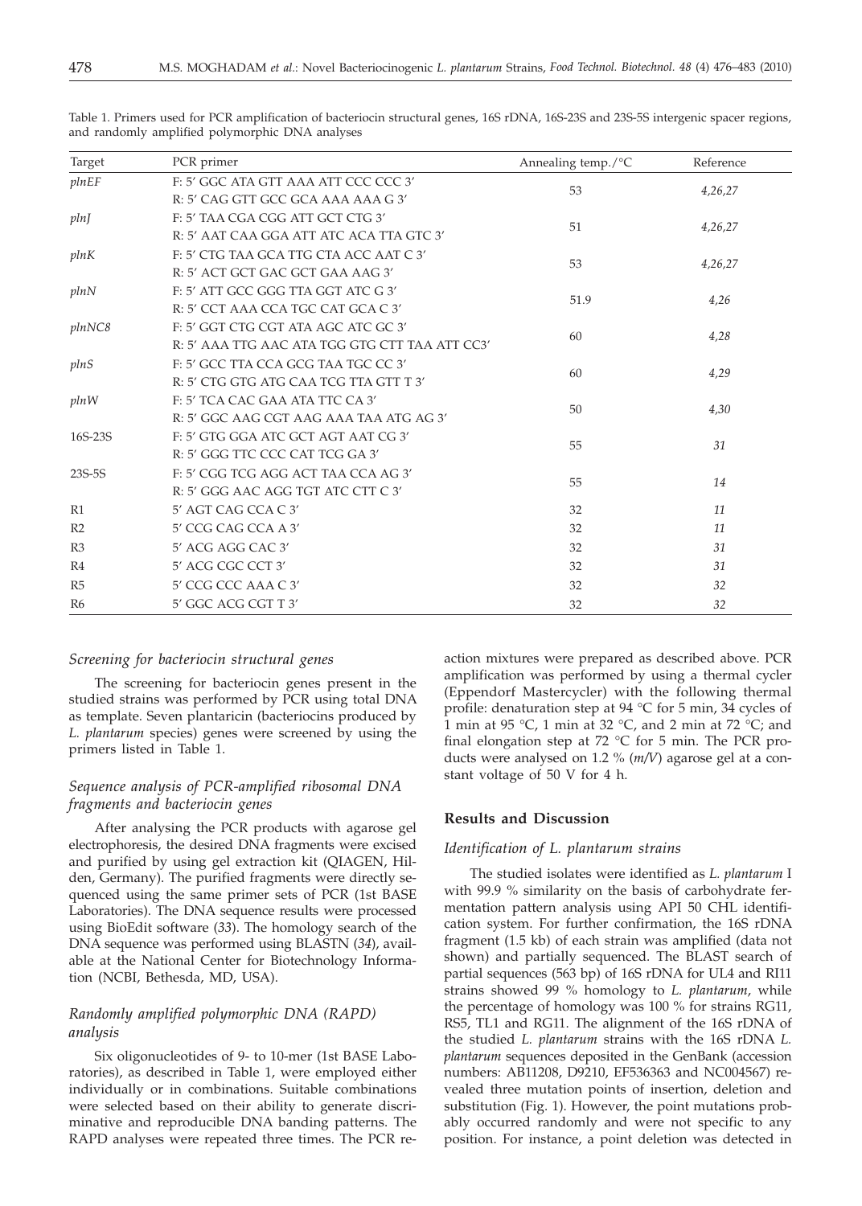Table 1. Primers used for PCR amplification of bacteriocin structural genes, 16S rDNA, 16S-23S and 23S-5S intergenic spacer regions, and randomly amplified polymorphic DNA analyses

| Target | PCR primer | Annealing temp./°C | Reference |
|---|---|---|---|
| *plnEF* | F: 5' GGC ATA GTT AAA ATT CCC CCC 3'<br>R: 5' CAG GTT GCC GCA AAA AAA G 3' | 53 | *4,26,27* |
| *plnJ* | F: 5' TAA CGA CGG ATT GCT CTG 3'<br>R: 5' AAT CAA GGA ATT ATC ACA TTA GTC 3' | 51 | *4,26,27* |
| *plnK* | F: 5' CTG TAA GCA TTG CTA ACC AAT C 3'<br>R: 5' ACT GCT GAC GCT GAA AAG 3' | 53 | *4,26,27* |
| *plnN* | F: 5' ATT GCC GGG TTA GGT ATC G 3'<br>R: 5' CCT AAA CCA TGC CAT GCA C 3' | 51.9 | *4,26* |
| *plnNC8* | F: 5' GGT CTG CGT ATA AGC ATC GC 3'<br>R: 5' AAA TTG AAC ATA TGG GTG CTT TAA ATT CC3' | 60 | *4,28* |
| *plnS* | F: 5' GCC TTA CCA GCG TAA TGC CC 3'<br>R: 5' CTG GTG ATG CAA TCG TTA GTT T 3' | 60 | *4,29* |
| *plnW* | F: 5' TCA CAC GAA ATA TTC CA 3'<br>R: 5' GGC AAG CGT AAG AAA TAA ATG AG 3' | 50 | *4,30* |
| 16S-23S | F: 5' GTG GGA ATC GCT AGT AAT CG 3'<br>R: 5' GGG TTC CCC CAT TCG GA 3' | 55 | *31* |
| 23S-5S | F: 5' CGG TCG AGG ACT TAA CCA AG 3'<br>R: 5' GGG AAC AGG TGT ATC CTT C 3' | 55 | *14* |
| R1 | 5' AGT CAG CCA C 3' | 32 | *11* |
| R2 | 5' CCG CAG CCA A 3' | 32 | *11* |
| R3 | 5' ACG AGG CAC 3' | 32 | *31* |
| R4 | 5' ACG CGC CCT 3' | 32 | *31* |
| R5 | 5' CCG CCC AAA C 3' | 32 | *32* |
| R6 | 5' GGC ACG CGT T 3' | 32 | *32* |

### *Screening for bacteriocin structural genes*

The screening for bacteriocin genes present in the studied strains was performed by PCR using total DNA as template. Seven plantaricin (bacteriocins produced by *L. plantarum* species) genes were screened by using the primers listed in Table 1.

### *Sequence analysis of PCR-amplified ribosomal DNA fragments and bacteriocin genes*

After analysing the PCR products with agarose gel electrophoresis, the desired DNA fragments were excised and purified by using gel extraction kit (QIAGEN, Hilden, Germany). The purified fragments were directly sequenced using the same primer sets of PCR (1st BASE Laboratories). The DNA sequence results were processed using BioEdit software (*33*). The homology search of the DNA sequence was performed using BLASTN (*34*), available at the National Center for Biotechnology Information (NCBI, Bethesda, MD, USA).

### *Randomly amplified polymorphic DNA (RAPD) analysis*

Six oligonucleotides of 9- to 10-mer (1st BASE Laboratories), as described in Table 1, were employed either individually or in combinations. Suitable combinations were selected based on their ability to generate discriminative and reproducible DNA banding patterns. The RAPD analyses were repeated three times. The PCR reaction mixtures were prepared as described above. PCR amplification was performed by using a thermal cycler (Eppendorf Mastercycler) with the following thermal profile: denaturation step at 94 °C for 5 min, 34 cycles of 1 min at 95 °C, 1 min at 32 °C, and 2 min at 72 °C; and final elongation step at 72 °C for 5 min. The PCR products were analysed on 1.2 % (*m/V*) agarose gel at a constant voltage of 50 V for 4 h.

## Results and Discussion

### *Identification of L. plantarum strains*

The studied isolates were identified as *L. plantarum* I with 99.9 % similarity on the basis of carbohydrate fermentation pattern analysis using API 50 CHL identification system. For further confirmation, the 16S rDNA fragment (1.5 kb) of each strain was amplified (data not shown) and partially sequenced. The BLAST search of partial sequences (563 bp) of 16S rDNA for UL4 and RI11 strains showed 99 % homology to *L. plantarum*, while the percentage of homology was 100 % for strains RG11, RS5, TL1 and RG11. The alignment of the 16S rDNA of the studied *L. plantarum* strains with the 16S rDNA *L. plantarum* sequences deposited in the GenBank (accession numbers: AB11208, D9210, EF536363 and NC004567) revealed three mutation points of insertion, deletion and substitution (Fig. 1). However, the point mutations probably occurred randomly and were not specific to any position. For instance, a point deletion was detected in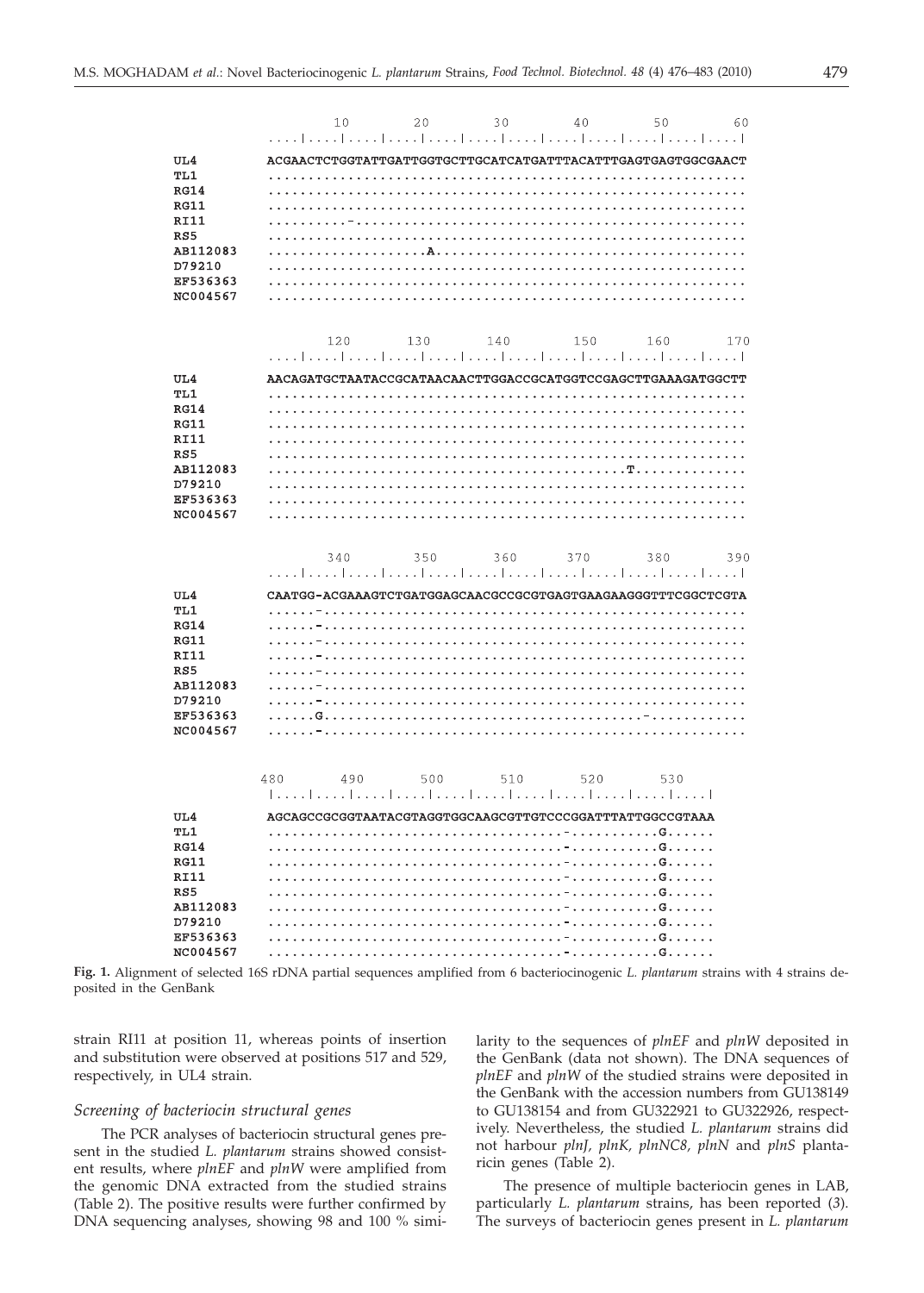```
              10        20        30        40        50        60
     ....|....|....|....|....|....|....|....|....|....|....|....|
UL4       ACGAACTCTGGTATTGATTGGTGCTTGCATCATGATTTACATTTGAGTGAGTGGCGAACT
TL1       ............................................................
RG14      ............................................................
RG11      ............................................................
RI11      ..........-.................................................
RS5       ............................................................
AB112083  ...................A........................................
D79210    ............................................................
EF536363  ............................................................
NC004567  ............................................................

             120       130       140       150       160       170
     ....|....|....|....|....|....|....|....|....|....|....|....|
UL4       AACAGATGCTAATACCGCATAACAACTTGGACCGCATGGTCCGAGCTTGAAAGATGGCTT
TL1       ............................................................
RG14      ............................................................
RG11      ............................................................
RI11      ............................................................
RS5       ............................................................
AB112083  .........................................T..................
D79210    ............................................................
EF536363  ............................................................
NC004567  ............................................................

             340       350       360       370       380       390
     ....|....|....|....|....|....|....|....|....|....|....|....|
UL4       CAATGG-ACGAAAGTCTGATGGAGCAACGCCGCGTGAGTGAAGAAGGGTTTCGGCTCGTA
TL1       ......-.....................................................
RG14      ......-.....................................................
RG11      ......-.....................................................
RI11      ......-.....................................................
RS5       ......-.....................................................
AB112083  ......-.....................................................
D79210    ......-.....................................................
EF536363  ......G........................................-............
NC004567  ......-.....................................................

         480       490       500       510       520       530
     |....|....|....|....|....|....|....|....|....|....|....|
UL4       AGCAGCCGCGGTAATACGTAGGTGGCAAGCGTTGTCCCGGATTTATTGGCCGTAAA
TL1       ....................................-...........G......
RG14      ....................................-...........G......
RG11      ....................................-...........G......
RI11      ....................................-...........G......
RS5       ....................................-...........G......
AB112083  ....................................-...........G......
D79210    ....................................-...........G......
EF536363  ....................................-...........G......
NC004567  ....................................-...........G......
```

**Fig. 1.** Alignment of selected 16S rDNA partial sequences amplified from 6 bacteriocinogenic *L. plantarum* strains with 4 strains deposited in the GenBank

strain RI11 at position 11, whereas points of insertion and substitution were observed at positions 517 and 529, respectively, in UL4 strain.

### *Screening of bacteriocin structural genes*

The PCR analyses of bacteriocin structural genes present in the studied *L. plantarum* strains showed consistent results, where *plnEF* and *plnW* were amplified from the genomic DNA extracted from the studied strains (Table 2). The positive results were further confirmed by DNA sequencing analyses, showing 98 and 100 % similarity to the sequences of *plnEF* and *plnW* deposited in the GenBank (data not shown). The DNA sequences of *plnEF* and *plnW* of the studied strains were deposited in the GenBank with the accession numbers from GU138149 to GU138154 and from GU322921 to GU322926, respectively. Nevertheless, the studied *L. plantarum* strains did not harbour *plnJ, plnK, plnNC8, plnN* and *plnS* plantaricin genes (Table 2).

The presence of multiple bacteriocin genes in LAB, particularly *L. plantarum* strains, has been reported (*3*). The surveys of bacteriocin genes present in *L. plantarum*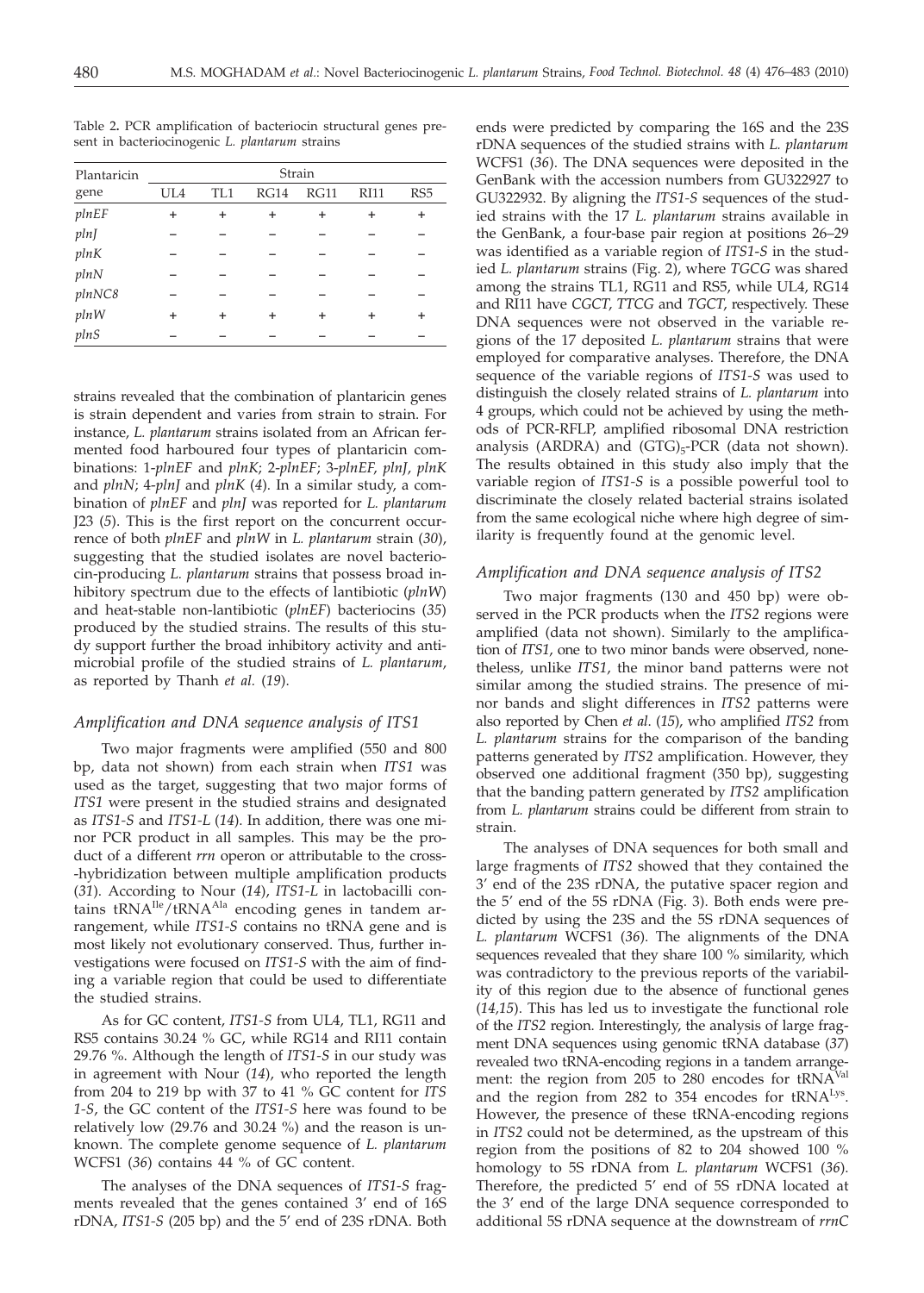Table 2. PCR amplification of bacteriocin structural genes present in bacteriocinogenic *L. plantarum* strains

| Plantaricin gene | Strain | | | | | |
|---|---|---|---|---|---|---|
| | UL4 | TL1 | RG14 | RG11 | RI11 | RS5 |
| *plnEF* | + | + | + | + | + | + |
| *plnJ* | – | – | – | – | – | – |
| *plnK* | – | – | – | – | – | – |
| *plnN* | – | – | – | – | – | – |
| *plnNC8* | – | – | – | – | – | – |
| *plnW* | + | + | + | + | + | + |
| *plnS* | – | – | – | – | – | – |

strains revealed that the combination of plantaricin genes is strain dependent and varies from strain to strain. For instance, *L. plantarum* strains isolated from an African fermented food harboured four types of plantaricin combinations: 1-*plnEF* and *plnK*; 2-*plnEF*; 3-*plnEF*, *plnJ*, *plnK* and *plnN*; 4-*plnJ* and *plnK* (*4*). In a similar study, a combination of *plnEF* and *plnJ* was reported for *L. plantarum* J23 (*5*). This is the first report on the concurrent occurrence of both *plnEF* and *plnW* in *L. plantarum* strain (*30*), suggesting that the studied isolates are novel bacteriocin-producing *L. plantarum* strains that possess broad inhibitory spectrum due to the effects of lantibiotic (*plnW*) and heat-stable non-lantibiotic (*plnEF*) bacteriocins (*35*) produced by the studied strains. The results of this study support further the broad inhibitory activity and antimicrobial profile of the studied strains of *L. plantarum*, as reported by Thanh *et al.* (*19*).

### *Amplification and DNA sequence analysis of ITS1*

Two major fragments were amplified (550 and 800 bp, data not shown) from each strain when *ITS1* was used as the target, suggesting that two major forms of *ITS1* were present in the studied strains and designated as *ITS1-S* and *ITS1-L* (*14*). In addition, there was one minor PCR product in all samples. This may be the product of a different *rrn* operon or attributable to the cross-hybridization between multiple amplification products (*31*). According to Nour (*14*), *ITS1-L* in lactobacilli contains $tRNA^{Ile}/tRNA^{Ala}$ encoding genes in tandem arrangement, while *ITS1-S* contains no tRNA gene and is most likely not evolutionary conserved. Thus, further investigations were focused on *ITS1-S* with the aim of finding a variable region that could be used to differentiate the studied strains.

As for GC content, *ITS1-S* from UL4, TL1, RG11 and RS5 contains 30.24 % GC, while RG14 and RI11 contain 29.76 %. Although the length of *ITS1-S* in our study was in agreement with Nour (*14*), who reported the length from 204 to 219 bp with 37 to 41 % GC content for *ITS 1-S*, the GC content of the *ITS1-S* here was found to be relatively low (29.76 and 30.24 %) and the reason is unknown. The complete genome sequence of *L. plantarum* WCFS1 (*36*) contains 44 % of GC content.

The analyses of the DNA sequences of *ITS1-S* fragments revealed that the genes contained 3' end of 16S rDNA, *ITS1-S* (205 bp) and the 5' end of 23S rDNA. Both ends were predicted by comparing the 16S and the 23S rDNA sequences of the studied strains with *L. plantarum* WCFS1 (*36*). The DNA sequences were deposited in the GenBank with the accession numbers from GU322927 to GU322932. By aligning the *ITS1-S* sequences of the studied strains with the 17 *L. plantarum* strains available in the GenBank, a four-base pair region at positions 26–29 was identified as a variable region of *ITS1-S* in the studied *L. plantarum* strains (Fig. 2), where *TGCG* was shared among the strains TL1, RG11 and RS5, while UL4, RG14 and RI11 have *CGCT*, *TTCG* and *TGCT*, respectively. These DNA sequences were not observed in the variable regions of the 17 deposited *L. plantarum* strains that were employed for comparative analyses. Therefore, the DNA sequence of the variable regions of *ITS1-S* was used to distinguish the closely related strains of *L. plantarum* into 4 groups, which could not be achieved by using the methods of PCR-RFLP, amplified ribosomal DNA restriction analysis (ARDRA) and $(GTG)_5$-PCR (data not shown). The results obtained in this study also imply that the variable region of *ITS1-S* is a possible powerful tool to discriminate the closely related bacterial strains isolated from the same ecological niche where high degree of similarity is frequently found at the genomic level.

### *Amplification and DNA sequence analysis of ITS2*

Two major fragments (130 and 450 bp) were observed in the PCR products when the *ITS2* regions were amplified (data not shown). Similarly to the amplification of *ITS1*, one to two minor bands were observed, nonetheless, unlike *ITS1*, the minor band patterns were not similar among the studied strains. The presence of minor bands and slight differences in *ITS2* patterns were also reported by Chen *et al*. (*15*), who amplified *ITS2* from *L. plantarum* strains for the comparison of the banding patterns generated by *ITS2* amplification. However, they observed one additional fragment (350 bp), suggesting that the banding pattern generated by *ITS2* amplification from *L. plantarum* strains could be different from strain to strain.

The analyses of DNA sequences for both small and large fragments of *ITS2* showed that they contained the 3' end of the 23S rDNA, the putative spacer region and the 5' end of the 5S rDNA (Fig. 3). Both ends were predicted by using the 23S and the 5S rDNA sequences of *L. plantarum* WCFS1 (*36*). The alignments of the DNA sequences revealed that they share 100 % similarity, which was contradictory to the previous reports of the variability of this region due to the absence of functional genes (*14,15*). This has led us to investigate the functional role of the *ITS2* region. Interestingly, the analysis of large fragment DNA sequences using genomic tRNA database (*37*) revealed two tRNA-encoding regions in a tandem arrangement: the region from 205 to 280 encodes for $tRNA^{Val}$ and the region from 282 to 354 encodes for $tRNA^{Lys}$. However, the presence of these tRNA-encoding regions in *ITS2* could not be determined, as the upstream of this region from the positions of 82 to 204 showed 100 % homology to 5S rDNA from *L. plantarum* WCFS1 (*36*). Therefore, the predicted 5' end of 5S rDNA located at the 3' end of the large DNA sequence corresponded to additional 5S rDNA sequence at the downstream of *rrnC*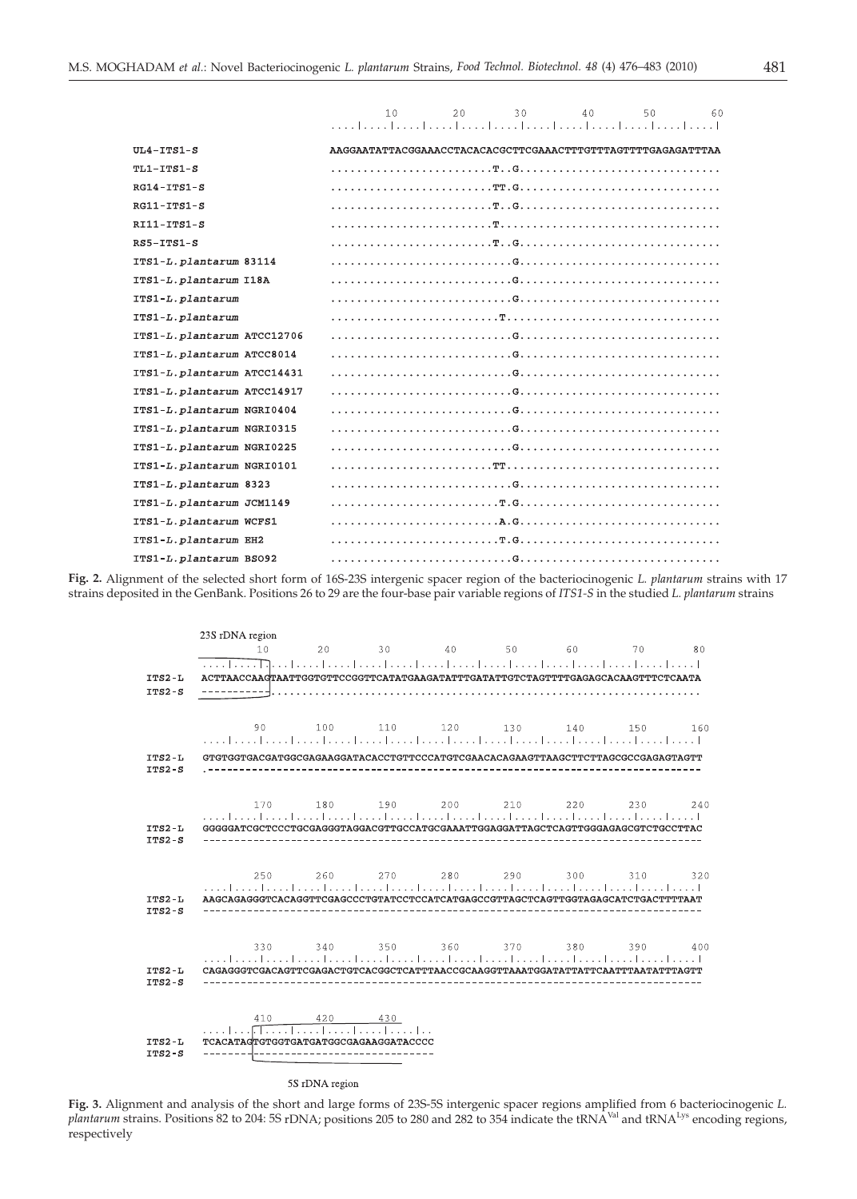```
                               10        20        30        40        50        60
                      ....|....|....|....|....|....|....|....|....|....|....|....|
UL4-ITS1-S                    AAGGAATATTACGGAAACCTACACACGCTTCGAAACTTTGTTTAGTTTTGAGAGATTTAA
TL1-ITS1-S                    .........................T..G..............................
RG14-ITS1-S                   .........................TT.G..............................
RG11-ITS1-S                   .........................T..G..............................
RI11-ITS1-S                   .........................T.................................
RS5-ITS1-S                    .........................T..G..............................
ITS1-L.plantarum 83114        ............................G..............................
ITS1-L.plantarum I18A         ............................G..............................
ITS1-L.plantarum              ............................G..............................
ITS1-L.plantarum              .........................T.................................
ITS1-L.plantarum ATCC12706    ............................G..............................
ITS1-L.plantarum ATCC8014     ............................G..............................
ITS1-L.plantarum ATCC14431    ............................G..............................
ITS1-L.plantarum ATCC14917    ............................G..............................
ITS1-L.plantarum NGRI0404     ............................G..............................
ITS1-L.plantarum NGRI0315     ............................G..............................
ITS1-L.plantarum NGRI0225     ............................G..............................
ITS1-L.plantarum NGRI0101     .........................TT................................
ITS1-L.plantarum 8323         ............................G..............................
ITS1-L.plantarum JCM1149      ..........................T.G..............................
ITS1-L.plantarum WCFS1        ..........................A.G..............................
ITS1-L.plantarum EH2          ..........................T.G..............................
ITS1-L.plantarum BS092        ............................G..............................
```

**Fig. 2.** Alignment of the selected short form of 16S-23S intergenic spacer region of the bacteriocinogenic *L. plantarum* strains with 17 strains deposited in the GenBank. Positions 26 to 29 are the four-base pair variable regions of *ITS1-S* in the studied *L. plantarum* strains

```
        23S rDNA region
                10        20        30        40        50        60        70        80
        ....|....|....|....|....|....|....|....|....|....|....|....|....|....|....|....|
ITS2-L  ACTTAACCAAGTAATTGGTGTTCCGGTTCATATGAAGATATTTGATATTGTCTAGTTTTGAGAGCACAAGTTTCTCAATA
ITS2-S  -----------.....................................................................

                90       100       110       120       130       140       150       160
        ....|....|....|....|....|....|....|....|....|....|....|....|....|....|....|....|
ITS2-L  GTGTGGTGACGATGGCGAGAAGGATACACCTGTTCCCATGTCGAACACAGAAGTTAAGCTTCTTAGCGCCGAGAGTAGTT
ITS2-S  .-------------------------------------------------------------------------------

               170       180       190       200       210       220       230       240
        ....|....|....|....|....|....|....|....|....|....|....|....|....|....|....|....|
ITS2-L  GGGGGATCGCTCCCTGCGAGGGTAGGACGTTGCCATGCGAAATTGGAGGATTAGCTCAGTTGGGAGAGCGTCTGCCTTAC
ITS2-S  --------------------------------------------------------------------------------

               250       260       270       280       290       300       310       320
        ....|....|....|....|....|....|....|....|....|....|....|....|....|....|....|....|
ITS2-L  AAGCAGAGGGTCACAGGTTCGAGCCCTGTATCCTCCATCATGAGCCGTTAGCTCAGTTGGTAGAGCATCTGACTTTTAAT
ITS2-S  --------------------------------------------------------------------------------

               330       340       350       360       370       380       390       400
        ....|....|....|....|....|....|....|....|....|....|....|....|....|....|....|....|
ITS2-L  CAGAGGGTCGACAGTTCGAGACTGTCACGGCTCATTTAACCGCAAGGTTAAATGGATATTATTCAATTTAATATTTAGTT
ITS2-S  --------------------------------------------------------------------------------

               410       420       430
        ....|....|....|....|....|..
ITS2-L  TCACATAGTGTGGTGATGATGGCGAGAAGGATACCC
ITS2-S  ------------------------------------

                        5S rDNA region
```

**Fig. 3.** Alignment and analysis of the short and large forms of 23S-5S intergenic spacer regions amplified from 6 bacteriocinogenic *L. plantarum* strains. Positions 82 to 204: 5S rDNA; positions 205 to 280 and 282 to 354 indicate the $tRNA^{Val}$ and $tRNA^{Lys}$ encoding regions, respectively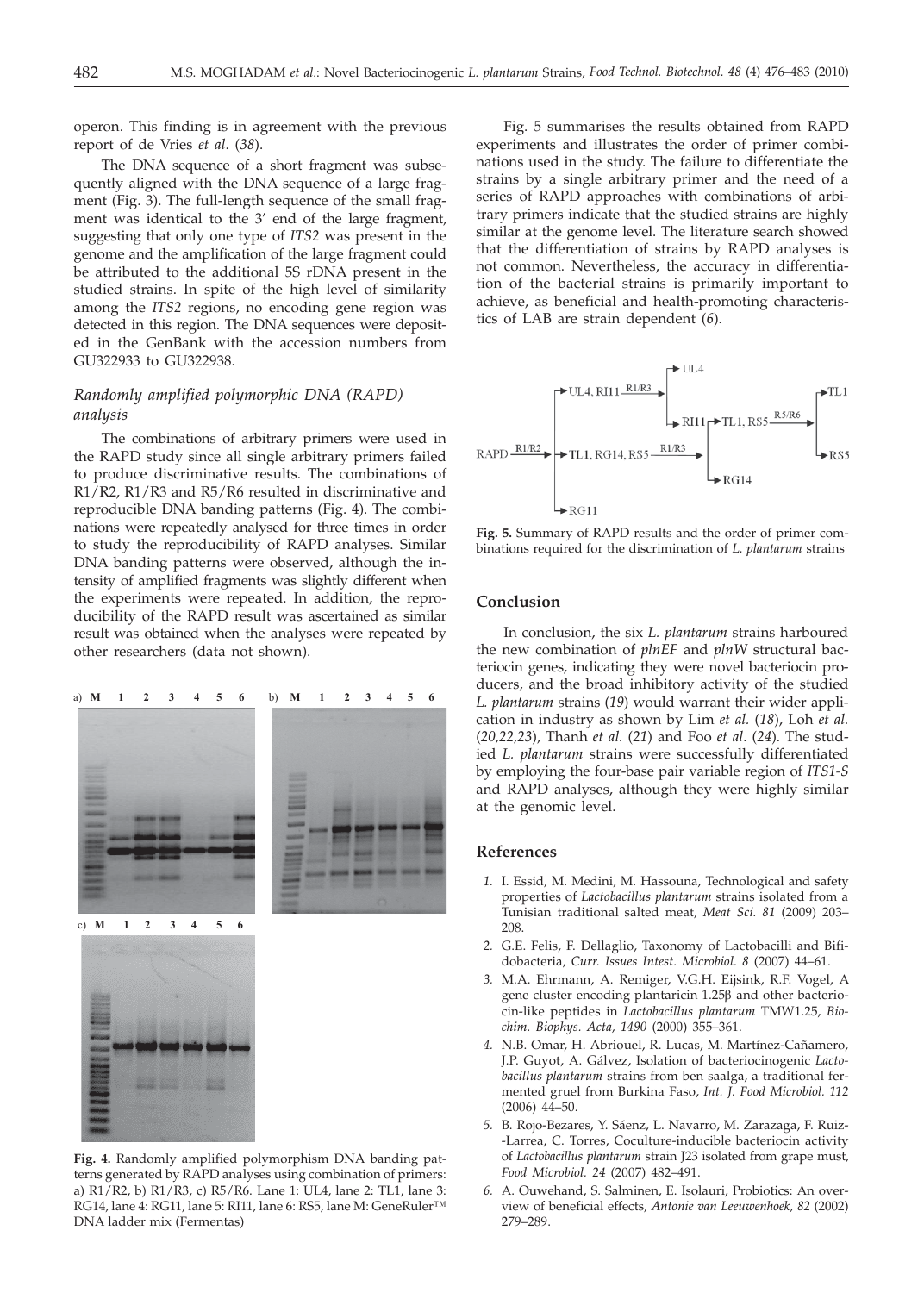operon. This finding is in agreement with the previous report of de Vries *et al.* (*38*).

The DNA sequence of a short fragment was subsequently aligned with the DNA sequence of a large fragment (Fig. 3). The full-length sequence of the small fragment was identical to the 3' end of the large fragment, suggesting that only one type of *ITS2* was present in the genome and the amplification of the large fragment could be attributed to the additional 5S rDNA present in the studied strains. In spite of the high level of similarity among the *ITS2* regions, no encoding gene region was detected in this region. The DNA sequences were deposited in the GenBank with the accession numbers from GU322933 to GU322938.

### *Randomly amplified polymorphic DNA (RAPD) analysis*

The combinations of arbitrary primers were used in the RAPD study since all single arbitrary primers failed to produce discriminative results. The combinations of R1/R2, R1/R3 and R5/R6 resulted in discriminative and reproducible DNA banding patterns (Fig. 4). The combinations were repeatedly analysed for three times in order to study the reproducibility of RAPD analyses. Similar DNA banding patterns were observed, although the intensity of amplified fragments was slightly different when the experiments were repeated. In addition, the reproducibility of the RAPD result was ascertained as similar result was obtained when the analyses were repeated by other researchers (data not shown).

**Fig. 4.** Randomly amplified polymorphism DNA banding patterns generated by RAPD analyses using combination of primers: a) R1/R2, b) R1/R3, c) R5/R6. Lane 1: UL4, lane 2: TL1, lane 3: RG14, lane 4: RG11, lane 5: RI11, lane 6: RS5, lane M: GeneRuler™ DNA ladder mix (Fermentas)

Fig. 5 summarises the results obtained from RAPD experiments and illustrates the order of primer combinations used in the study. The failure to differentiate the strains by a single arbitrary primer and the need of a series of RAPD approaches with combinations of arbitrary primers indicate that the studied strains are highly similar at the genome level. The literature search showed that the differentiation of strains by RAPD analyses is not common. Nevertheless, the accuracy in differentiation of the bacterial strains is primarily important to achieve, as beneficial and health-promoting characteristics of LAB are strain dependent (*6*).

**Fig. 5.** Summary of RAPD results and the order of primer combinations required for the discrimination of *L. plantarum* strains

## Conclusion

In conclusion, the six *L. plantarum* strains harboured the new combination of *plnEF* and *plnW* structural bacteriocin genes, indicating they were novel bacteriocin producers, and the broad inhibitory activity of the studied *L. plantarum* strains (*19*) would warrant their wider application in industry as shown by Lim *et al.* (*18*), Loh *et al.* (*20,22,23*), Thanh *et al.* (*21*) and Foo *et al.* (*24*). The studied *L. plantarum* strains were successfully differentiated by employing the four-base pair variable region of *ITS1-S* and RAPD analyses, although they were highly similar at the genomic level.

## References

1. I. Essid, M. Medini, M. Hassouna, Technological and safety properties of *Lactobacillus plantarum* strains isolated from a Tunisian traditional salted meat, *Meat Sci. 81* (2009) 203–208.
2. G.E. Felis, F. Dellaglio, Taxonomy of Lactobacilli and Bifidobacteria, *Curr. Issues Intest. Microbiol. 8* (2007) 44–61.
3. M.A. Ehrmann, A. Remiger, V.G.H. Eijsink, R.F. Vogel, A gene cluster encoding plantaricin 1.25β and other bacteriocin-like peptides in *Lactobacillus plantarum* TMW1.25, *Biochim. Biophys. Acta, 1490* (2000) 355–361.
4. N.B. Omar, H. Abriouel, R. Lucas, M. Martínez-Cañamero, J.P. Guyot, A. Gálvez, Isolation of bacteriocinogenic *Lactobacillus plantarum* strains from ben saalga, a traditional fermented gruel from Burkina Faso, *Int. J. Food Microbiol. 112* (2006) 44–50.
5. B. Rojo-Bezares, Y. Sáenz, L. Navarro, M. Zarazaga, F. Ruiz-Larrea, C. Torres, Coculture-inducible bacteriocin activity of *Lactobacillus plantarum* strain J23 isolated from grape must, *Food Microbiol. 24* (2007) 482–491.
6. A. Ouwehand, S. Salminen, E. Isolauri, Probiotics: An overview of beneficial effects, *Antonie van Leeuwenhoek, 82* (2002) 279–289.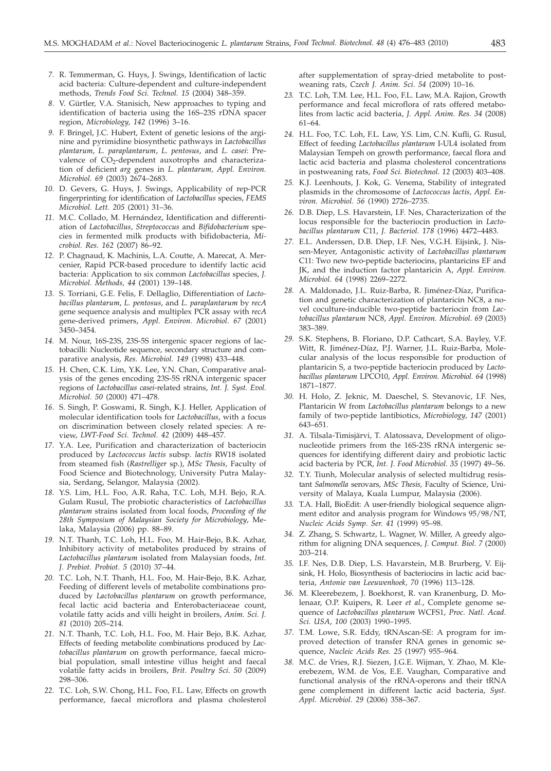7. R. Temmerman, G. Huys, J. Swings, Identification of lactic acid bacteria: Culture-dependent and culture-independent methods, *Trends Food Sci. Technol. 15* (2004) 348–359.
8. V. Gürtler, V.A. Stanisich, New approaches to typing and identification of bacteria using the 16S–23S rDNA spacer region, *Microbiology, 142* (1996) 3–16.
9. F. Bringel, J.C. Hubert, Extent of genetic lesions of the arginine and pyrimidine biosynthetic pathways in *Lactobacillus plantarum*, *L. paraplantarum*, *L. pentosus*, and *L. casei*: Prevalence of $CO_2$-dependent auxotrophs and characterization of deficient *arg* genes in *L. plantarum, Appl. Environ. Microbiol. 69* (2003) 2674–2683.
10. D. Gevers, G. Huys, J. Swings, Applicability of rep-PCR fingerprinting for identification of *Lactobacillus* species, *FEMS Microbiol. Lett. 205* (2001) 31–36.
11. M.C. Collado, M. Hernández, Identification and differentiation of *Lactobacillus*, *Streptococcus* and *Bifidobacterium* species in fermented milk products with bifidobacteria, *Microbiol. Res. 162* (2007) 86–92.
12. P. Chagnaud, K. Machinis, L.A. Coutte, A. Marecat, A. Mercenier, Rapid PCR-based procedure to identify lactic acid bacteria: Application to six common *Lactobacillus* species, *J. Microbiol. Methods, 44* (2001) 139–148.
13. S. Torriani, G.E. Felis, F. Dellaglio, Differentiation of *Lactobacillus plantarum*, *L. pentosus*, and *L. paraplantarum* by *recA* gene sequence analysis and multiplex PCR assay with *recA* gene-derived primers, *Appl. Environ. Microbiol. 67* (2001) 3450–3454.
14. M. Nour, 16S-23S, 23S-5S intergenic spacer regions of lactobacilli: Nucleotide sequence, secondary structure and comparative analysis, *Res. Microbiol. 149* (1998) 433–448.
15. H. Chen, C.K. Lim, Y.K. Lee, Y.N. Chan, Comparative analysis of the genes encoding 23S-5S rRNA intergenic spacer regions of *Lactobacillus casei*-related strains, *Int. J. Syst. Evol. Microbiol. 50* (2000) 471–478.
16. S. Singh, P. Goswami, R. Singh, K.J. Heller, Application of molecular identification tools for *Lactobacillus*, with a focus on discrimination between closely related species: A review, *LWT-Food Sci. Technol. 42* (2009) 448–457.
17. Y.A. Lee, Purification and characterization of bacteriocin produced by *Lactococcus lactis* subsp. *lactis* RW18 isolated from steamed fish (*Rastrelliger* sp.), *MSc Thesis,* Faculty of Food Science and Biotechnology, University Putra Malaysia, Serdang, Selangor, Malaysia (2002).
18. Y.S. Lim, H.L. Foo, A.R. Raha, T.C. Loh, M.H. Bejo, R.A. Gulam Rusul, The probiotic characteristics of *Lactobacillus plantarum* strains isolated from local foods, *Proceeding of the 28th Symposium of Malaysian Society for Microbiology*, Melaka, Malaysia (2006) pp. 88–89.
19. N.T. Thanh, T.C. Loh, H.L. Foo, M. Hair-Bejo, B.K. Azhar, Inhibitory activity of metabolites produced by strains of *Lactobacillus plantarum* isolated from Malaysian foods, *Int. J. Probiot. Prebiot. 5* (2010) 37–44.
20. T.C. Loh, N.T. Thanh, H.L. Foo, M. Hair-Bejo, B.K. Azhar, Feeding of different levels of metabolite combinations produced by *Lactobacillus plantarum* on growth performance, fecal lactic acid bacteria and Enterobacteriaceae count, volatile fatty acids and villi height in broilers, *Anim. Sci. J. 81* (2010) 205–214.
21. N.T. Thanh, T.C. Loh, H.L. Foo, M. Hair Bejo, B.K. Azhar, Effects of feeding metabolite combinations produced by *Lactobacillus plantarum* on growth performance, faecal microbial population, small intestine villus height and faecal volatile fatty acids in broilers, *Brit. Poultry Sci. 50* (2009) 298–306.
22. T.C. Loh, S.W. Chong, H.L. Foo, F.L. Law, Effects on growth performance, faecal microflora and plasma cholesterol after supplementation of spray-dried metabolite to postweaning rats, *Czech J. Anim. Sci. 54* (2009) 10–16.
23. T.C. Loh, T.M. Lee, H.L. Foo, F.L. Law, M.A. Rajion, Growth performance and fecal microflora of rats offered metabolites from lactic acid bacteria, *J. Appl. Anim. Res. 34* (2008) 61–64.
24. H.L. Foo, T.C. Loh, F.L. Law, Y.S. Lim, C.N. Kufli, G. Rusul, Effect of feeding *Lactobacillus plantarum* I-UL4 isolated from Malaysian Tempeh on growth performance, faecal flora and lactic acid bacteria and plasma cholesterol concentrations in postweaning rats, *Food Sci. Biotechnol. 12* (2003) 403–408.
25. K.J. Leenhouts, J. Kok, G. Venema, Stability of integrated plasmids in the chromosome of *Lactococcus lactis, Appl. Environ. Microbiol. 56* (1990) 2726–2735.
26. D.B. Diep, L.S. Havarstein, I.F. Nes, Characterization of the locus responsible for the bacteriocin production in *Lactobacillus plantarum* C11, *J. Bacteriol. 178* (1996) 4472–4483.
27. E.L. Anderssen, D.B. Diep, I.F. Nes, V.G.H. Eijsink, J. Nissen-Meyer, Antagonistic activity of *Lactobacillus plantarum* C11: Two new two-peptide bacteriocins, plantaricins EF and JK, and the induction factor plantaricin A, *Appl. Environ. Microbiol. 64* (1998) 2269–2272.
28. A. Maldonado, J.L. Ruiz-Barba, R. Jiménez-Díaz, Purification and genetic characterization of plantaricin NC8, a novel coculture-inducible two-peptide bacteriocin from *Lactobacillus plantarum* NC8, *Appl. Environ. Microbiol. 69* (2003) 383–389.
29. S.K. Stephens, B. Floriano, D.P. Cathcart, S.A. Bayley, V.F. Witt, R. Jiménez-Díaz, P.J. Warner, J.L. Ruiz-Barba, Molecular analysis of the locus responsible for production of plantaricin S, a two-peptide bacteriocin produced by *Lactobacillus plantarum* LPCO10, *Appl. Environ. Microbiol. 64* (1998) 1871–1877.
30. H. Holo, Z. Jeknic, M. Daeschel, S. Stevanovic, I.F. Nes, Plantaricin W from *Lactobacillus plantarum* belongs to a new family of two-peptide lantibiotics, *Microbiology, 147* (2001) 643–651.
31. A. Tilsala-Timisjärvi, T. Alatossava, Development of oligonucleotide primers from the 16S-23S rRNA intergenic sequences for identifying different dairy and probiotic lactic acid bacteria by PCR, *Int. J. Food Microbiol. 35* (1997) 49–56.
32. T.Y. Tiunh, Molecular analysis of selected multidrug resistant *Salmonella* serovars, *MSc Thesis,* Faculty of Science, University of Malaya, Kuala Lumpur, Malaysia (2006).
33. T.A. Hall, BioEdit: A user-friendly biological sequence alignment editor and analysis program for Windows 95/98/NT, *Nucleic Acids Symp. Ser. 41* (1999) 95–98.
34. Z. Zhang, S. Schwartz, L. Wagner, W. Miller, A greedy algorithm for aligning DNA sequences, *J. Comput. Biol. 7* (2000) 203–214.
35. I.F. Nes, D.B. Diep, L.S. Havarstein, M.B. Brurberg, V. Eijsink, H. Holo, Biosynthesis of bacteriocins in lactic acid bacteria, *Antonie van Leeuwenhoek, 70* (1996) 113–128.
36. M. Kleerebezem, J. Boekhorst, R. van Kranenburg, D. Molenaar, O.P. Kuipers, R. Leer *et al.*, Complete genome sequence of *Lactobacillus plantarum* WCFS1, *Proc. Natl. Acad. Sci. USA, 100* (2003) 1990–1995.
37. T.M. Lowe, S.R. Eddy, tRNAscan-SE: A program for improved detection of transfer RNA genes in genomic sequence, *Nucleic Acids Res. 25* (1997) 955–964.
38. M.C. de Vries, R.J. Siezen, J.G.E. Wijman, Y. Zhao, M. Kleerebezem, W.M. de Vos, E.E. Vaughan, Comparative and functional analysis of the rRNA-operons and their tRNA gene complement in different lactic acid bacteria, *Syst. Appl. Microbiol. 29* (2006) 358–367.